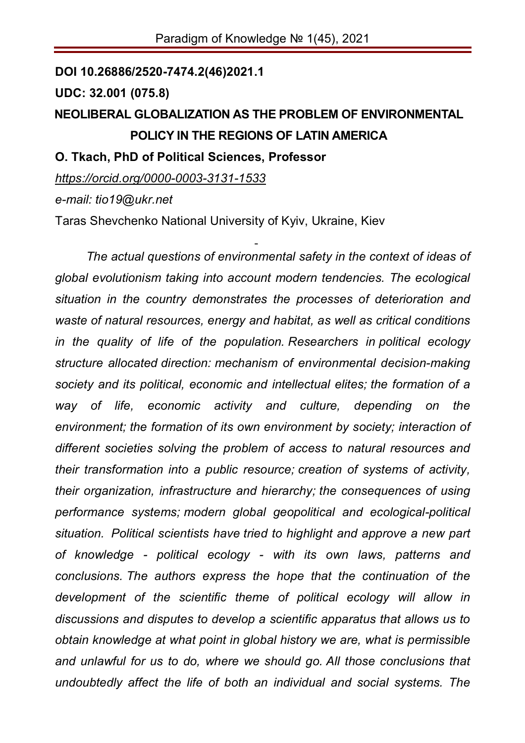**DOI 10.26886/2520-7474.2(46)2021.1**

**UDC: 32.001 (075.8)**

# NEOLIBERAL GLOBALIZATION AS THE PROBLEM OF ENVIRONMENTAL POLICY IN THE REGIONS OF LATIN AMERICA

**O. Tkach, PhD of Political Sciences, Professor**

*https://orcid.org/0000-0003-3131-1533*

*e-mail: tio19@ukr.net*

Taras Shevchenko National University of Kyiv, Ukraine, Kiev

-

*The actual questions of environmental safety in the context of ideas of global evolutionism taking into account modern tendencies. The ecological situation in the country demonstrates the processes of deterioration and waste of natural resources, energy and habitat, as well as critical conditions in the quality of life of the population. Researchers in political ecology structure allocated direction: mechanism of environmental decision-making society and its political, economic and intellectual elites; the formation of a way of life, economic activity and culture, depending on the environment; the formation of its own environment by society; interaction of different societies solving the problem of access to natural resources and their transformation into a public resource; creation of systems of activity, their organization, infrastructure and hierarchy; the consequences of using performance systems; modern global geopolitical and ecological-political situation. Political scientists have tried to highlight and approve a new part of knowledge - political ecology - with its own laws, patterns and conclusions. The authors express the hope that the continuation of the development of the scientific theme of political ecology will allow in discussions and disputes to develop a scientific apparatus that allows us to obtain knowledge at what point in global history we are, what is permissible and unlawful for us to do, where we should go. All those conclusions that undoubtedly affect the life of both an individual and social systems. The*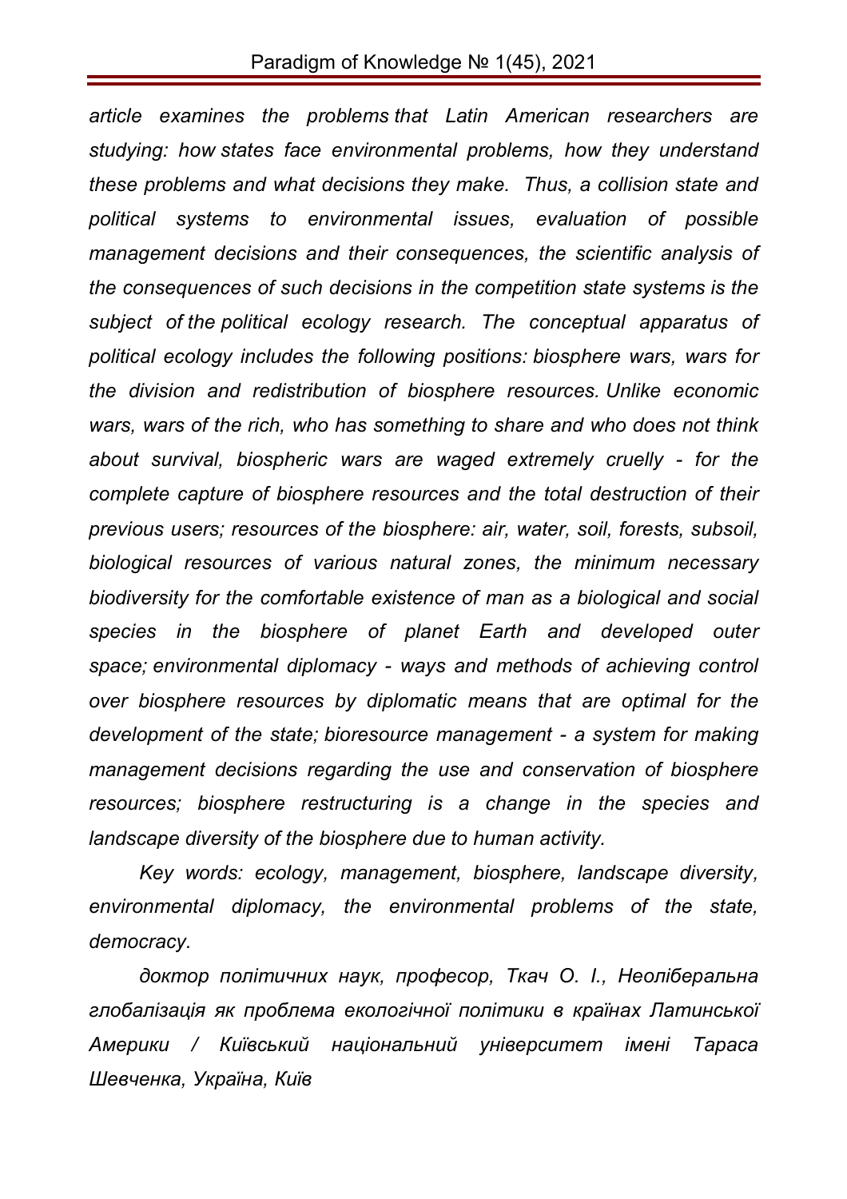*article examines the problems that Latin American researchers are studying: how states face environmental problems, how they understand these problems and what decisions they make. Thus, a collision state and political systems to environmental issues, evaluation of possible management decisions and their consequences, the scientific analysis of the consequences of such decisions in the competition state systems is the subject of the political ecology research. The conceptual apparatus of political ecology includes the following positions: biosphere wars, wars for the division and redistribution of biosphere resources. Unlike economic wars, wars of the rich, who has something to share and who does not think about survival, biospheric wars are waged extremely cruelly - for the complete capture of biosphere resources and the total destruction of their previous users; resources of the biosphere: air, water, soil, forests, subsoil, biological resources of various natural zones, the minimum necessary biodiversity for the comfortable existence of man as a biological and social species in the biosphere of planet Earth and developed outer space; environmental diplomacy - ways and methods of achieving control over biosphere resources by diplomatic means that are optimal for the development of the state; bioresource management - a system for making management decisions regarding the use and conservation of biosphere resources; biosphere restructuring is a change in the species and landscape diversity of the biosphere due to human activity.*

*Key words: ecology, management, biosphere, landscape diversity, environmental diplomacy, the environmental problems of the state, democracy.*

*доктор політичних наук, професор, Ткач О. І., Неоліберальна глобалізація як проблема екологічної політики в країнах Латинської Америки / Київський національний університет імені Тараса Шевченка, Україна, Київ*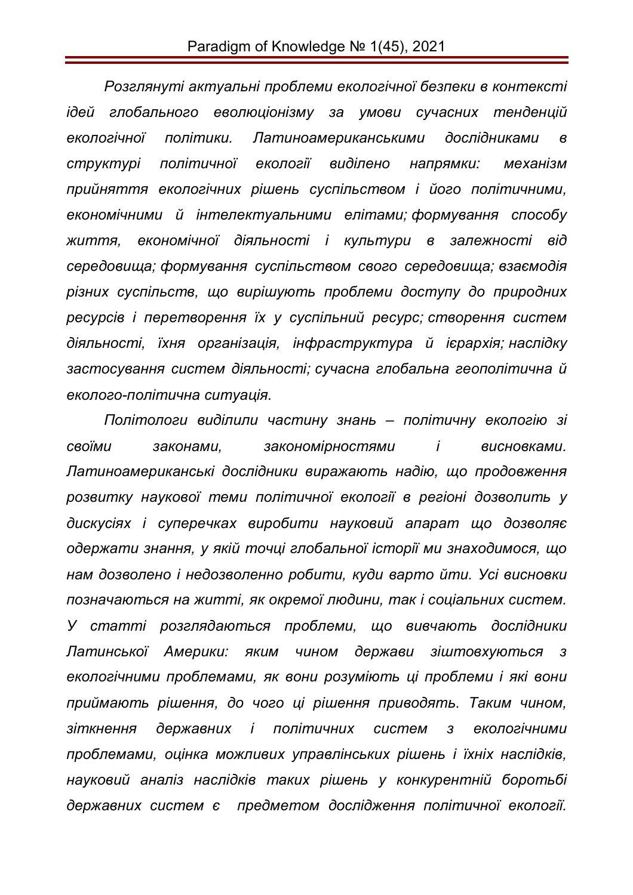*Розглянуті актуальні проблеми екологічної безпеки в контексті ідей глобального еволюціонізму за умови сучасних тенденцій екологічної політики. Латиноамериканськими дослідниками в структурі політичної екології виділено напрямки: механізм прийняття екологічних рішень суспільством і його політичними, економічними й інтелектуальними елітами; формування способу життя, економічної діяльності і культури в залежності від середовища; формування суспільством свого середовища; взаємодія різних суспільств, що вирішують проблеми доступу до природних ресурсів і перетворення їх у суспільний ресурс; створення систем діяльності, їхня організація, інфраструктура й ієрархія; наслідку застосування систем діяльності; сучасна глобальна геополітична й еколого-політична ситуація.*

*Політологи виділили частину знань – політичну екологію зі своїми законами, закономірностями і висновками. Латиноамериканські дослідники виражають надію, що продовження розвитку наукової теми політичної екології в регіоні дозволить у дискусіях і суперечках виробити науковий апарат що дозволяє одержати знання, у якій точці глобальної історії ми знаходимося, що нам дозволено і недозволенно робити, куди варто йти. Усі висновки позначаються на житті, як окремої людини, так і соціальних систем. У статті розглядаються проблеми, що вивчають дослідники Латинської Америки: яким чином держави зіштовхуються з екологічними проблемами, як вони розуміють ці проблеми і які вони приймають рішення, до чого ці рішення приводять. Таким чином, зіткнення державних і політичних систем з екологічними проблемами, оцінка можливих управлінських рішень і їхніх наслідків, науковий аналіз наслідків таких рішень у конкурентній боротьбі державних систем є предметом дослідження політичної екології.*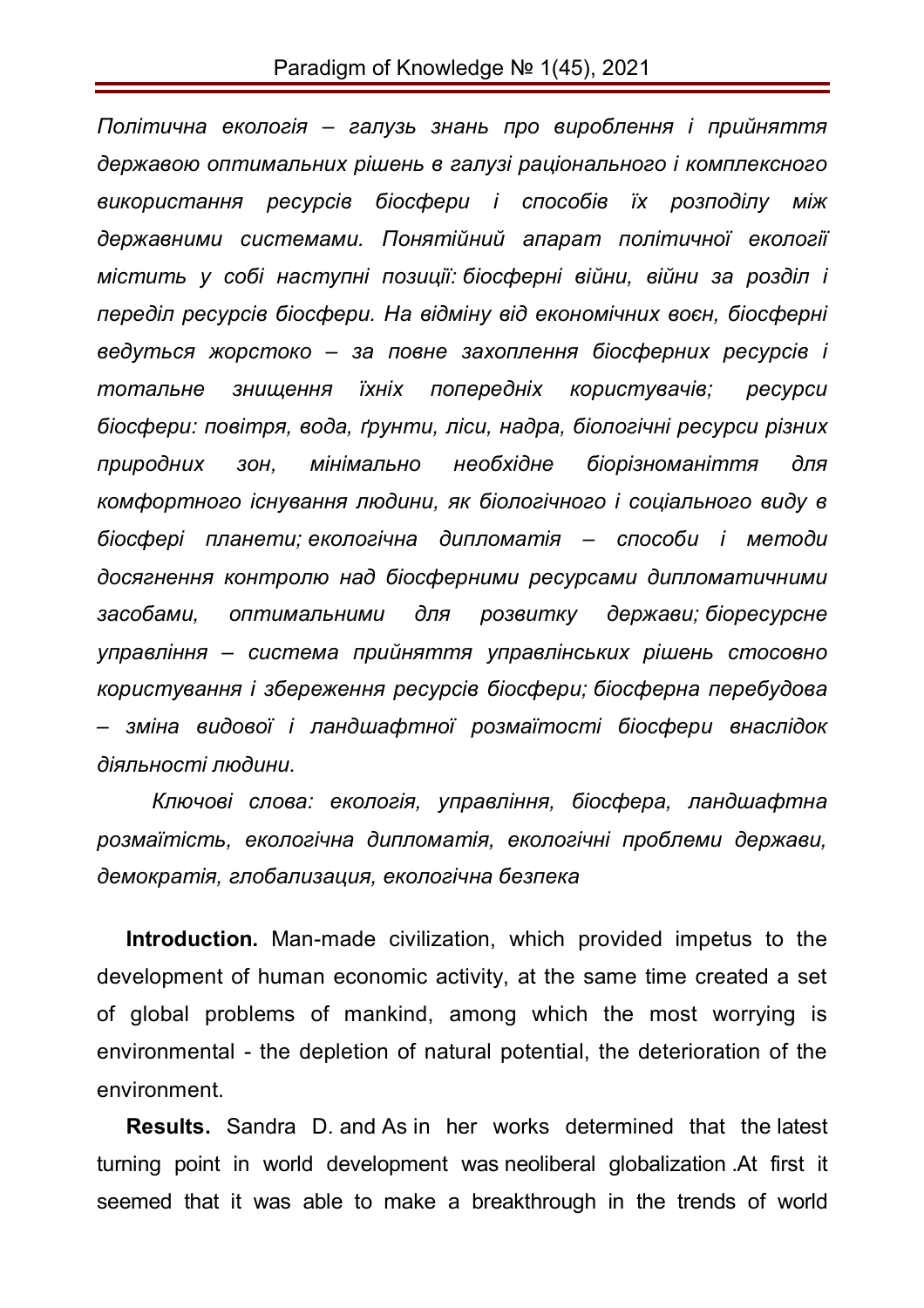*Політична екологія – галузь знань про вироблення і прийняття державою оптимальних рішень в галузі раціонального і комплексного використання ресурсів біосфери і способів їх розподілу між державними системами. Понятійний апарат політичної екології містить у собі наступні позиції: біосферні війни, війни за розділ і переділ ресурсів біосфери. На відміну від економічних воєн, біосферні ведуться жорстоко – за повне захоплення біосферних ресурсів і тотальне знищення їхніх попередніх користувачів; ресурси біосфери: повітря, вода, ґрунти, ліси, надра, біологічні ресурси різних природних зон, мінімально необхідне біорізноманіття для комфортного існування людини, як біологічного і соціального виду в біосфері планети; екологічна дипломатія – способи і методи досягнення контролю над біосферними ресурсами дипломатичними засобами, оптимальними для розвитку держави; біоресурсне управління – система прийняття управлінських рішень стосовно користування і збереження ресурсів біосфери; біосферна перебудова – зміна видової і ландшафтної розмаїтості біосфери внаслідок діяльності людини.*

*Ключові слова: екологія, управління, біосфера, ландшафтна розмаїтість, екологічна дипломатія, екологічні проблеми держави, демократія, глобализация, екологічна безпека*

**Introduction.** Man-made civilization, which provided impetus to the development of human economic activity, at the same time created a set of global problems of mankind, among which the most worrying is environmental - the depletion of natural potential, the deterioration of the environment.

**Results.** Sandra D. and As in her works determined that the latest turning point in world development was neoliberal globalization .At first it seemed that it was able to make a breakthrough in the trends of world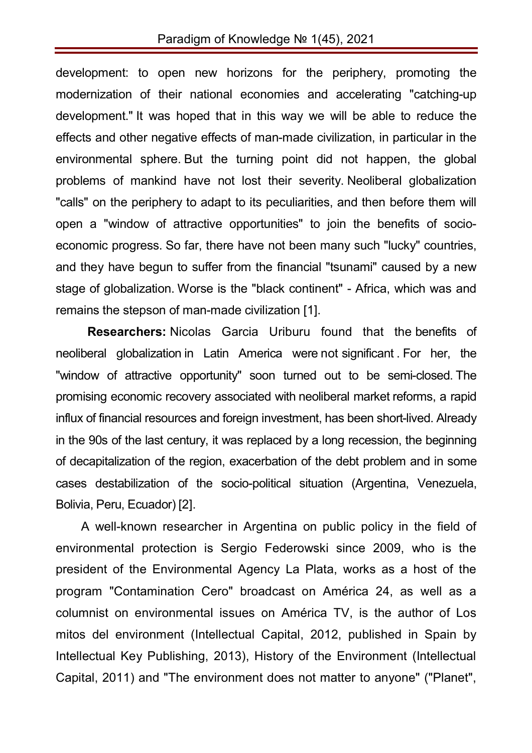development: to open new horizons for the periphery, promoting the modernization of their national economies and accelerating "catching-up development." It was hoped that in this way we will be able to reduce the effects and other negative effects of man-made civilization, in particular in the environmental sphere. But the turning point did not happen, the global problems of mankind have not lost their severity. Neoliberal globalization "calls" on the periphery to adapt to its peculiarities, and then before them will open a "window of attractive opportunities" to join the benefits of socio-economic progress. So far, there have not been many such "lucky" countries, and they have begun to suffer from the financial "tsunami" caused by a new stage of globalization. Worse is the "black continent" - Africa, which was and remains the stepson of man-made civilization [1].

**Researchers:** Nicolas Garcia Uriburu found that the benefits of neoliberal globalization in Latin America were not significant . For her, the "window of attractive opportunity" soon turned out to be semi-closed. The promising economic recovery associated with neoliberal market reforms, a rapid influx of financial resources and foreign investment, has been short-lived. Already in the 90s of the last century, it was replaced by a long recession, the beginning of decapitalization of the region, exacerbation of the debt problem and in some cases destabilization of the socio-political situation (Argentina, Venezuela, Bolivia, Peru, Ecuador) [2].

A well-known researcher in Argentina on public policy in the field of environmental protection is Sergio Federowski since 2009, who is the president of the Environmental Agency La Plata, works as a host of the program "Contamination Cero" broadcast on América 24, as well as a columnist on environmental issues on América TV, is the author of Los mitos del environment (Intellectual Capital, 2012, published in Spain by Intellectual Key Publishing, 2013), History of the Environment (Intellectual Capital, 2011) and "The environment does not matter to anyone" ("Planet",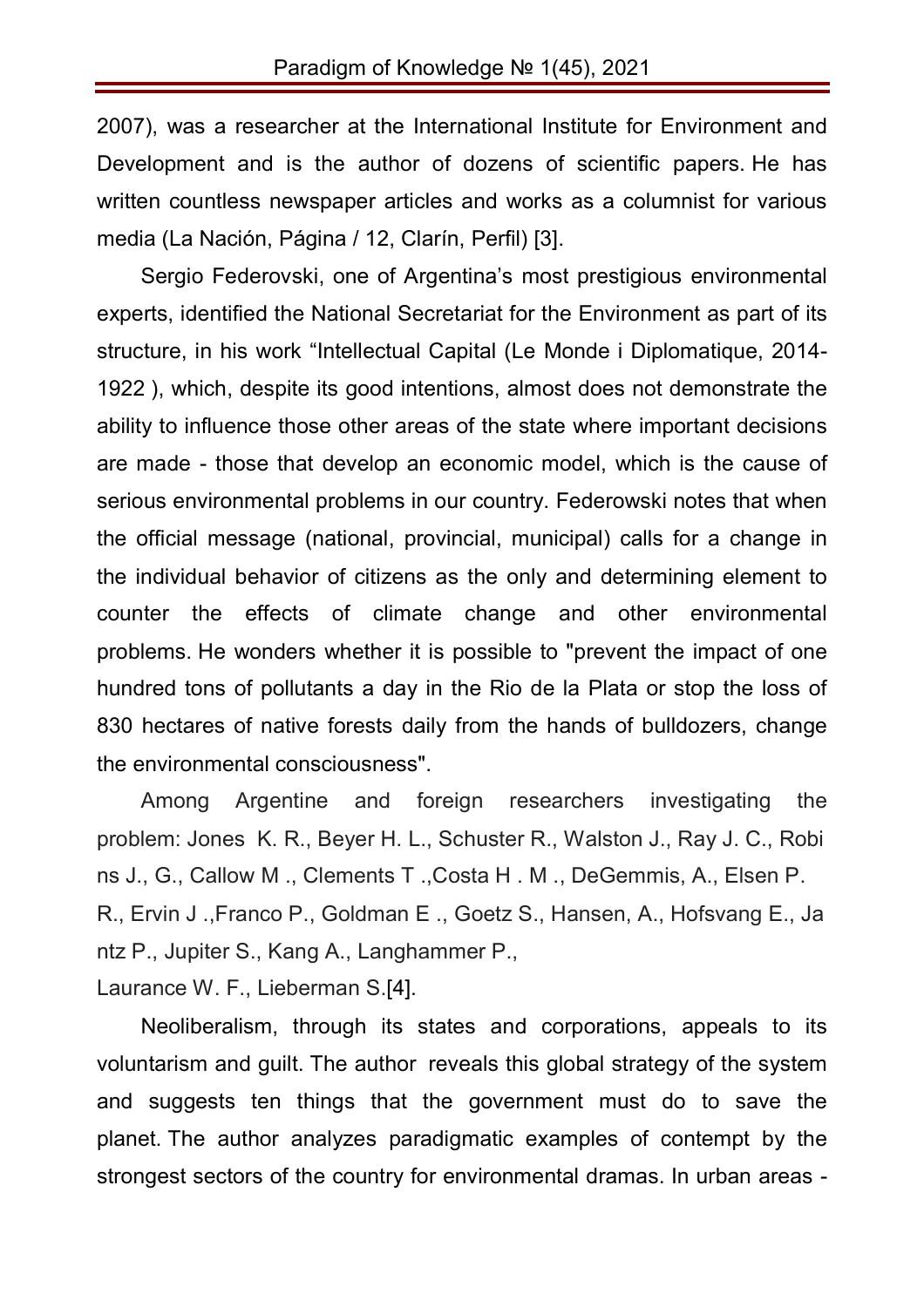2007), was a researcher at the International Institute for Environment and Development and is the author of dozens of scientific papers. He has written countless newspaper articles and works as a columnist for various media (La Nación, Página / 12, Clarín, Perfil) [3].

Sergio Federovski, one of Argentina's most prestigious environmental experts, identified the National Secretariat for the Environment as part of its structure, in his work "Intellectual Capital (Le Monde i Diplomatique, 2014-1922 ), which, despite its good intentions, almost does not demonstrate the ability to influence those other areas of the state where important decisions are made - those that develop an economic model, which is the cause of serious environmental problems in our country. Federowski notes that when the official message (national, provincial, municipal) calls for a change in the individual behavior of citizens as the only and determining element to counter the effects of climate change and other environmental problems. He wonders whether it is possible to "prevent the impact of one hundred tons of pollutants a day in the Rio de la Plata or stop the loss of 830 hectares of native forests daily from the hands of bulldozers, change the environmental consciousness".

Among Argentine and foreign researchers investigating the problem: Jones K. R., Beyer H. L., Schuster R., Walston J., Ray J. C., Robins J., G., Callow M ., Clements T .,Costa H . M ., DeGemmis, A., Elsen P. R., Ervin J .,Franco P., Goldman E ., Goetz S., Hansen, A., Hofsvang E., Jantz P., Jupiter S., Kang A., Langhammer P., Laurance W. F., Lieberman S.[4].

Neoliberalism, through its states and corporations, appeals to its voluntarism and guilt. The author reveals this global strategy of the system and suggests ten things that the government must do to save the planet. The author analyzes paradigmatic examples of contempt by the strongest sectors of the country for environmental dramas. In urban areas -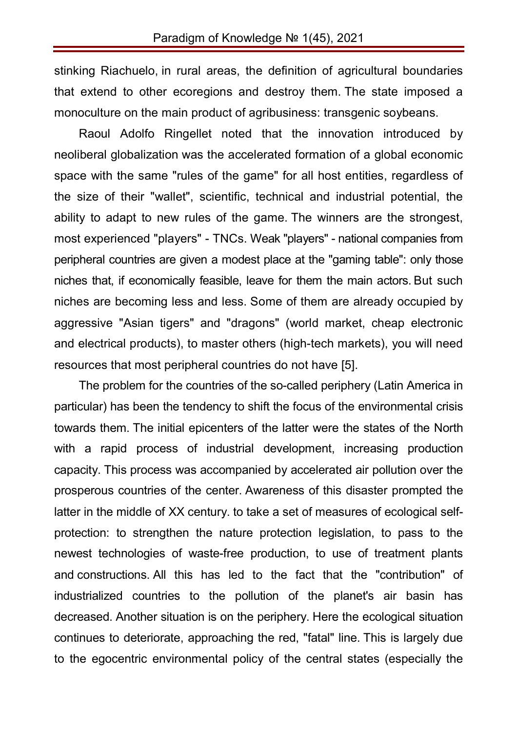stinking Riachuelo, in rural areas, the definition of agricultural boundaries that extend to other ecoregions and destroy them. The state imposed a monoculture on the main product of agribusiness: transgenic soybeans.

Raoul Adolfo Ringellet noted that the innovation introduced by neoliberal globalization was the accelerated formation of a global economic space with the same "rules of the game" for all host entities, regardless of the size of their "wallet", scientific, technical and industrial potential, the ability to adapt to new rules of the game. The winners are the strongest, most experienced "players" - TNCs. Weak "players" - national companies from peripheral countries are given a modest place at the "gaming table": only those niches that, if economically feasible, leave for them the main actors. But such niches are becoming less and less. Some of them are already occupied by aggressive "Asian tigers" and "dragons" (world market, cheap electronic and electrical products), to master others (high-tech markets), you will need resources that most peripheral countries do not have [5].

The problem for the countries of the so-called periphery (Latin America in particular) has been the tendency to shift the focus of the environmental crisis towards them. The initial epicenters of the latter were the states of the North with a rapid process of industrial development, increasing production capacity. This process was accompanied by accelerated air pollution over the prosperous countries of the center. Awareness of this disaster prompted the latter in the middle of XX century. to take a set of measures of ecological self-protection: to strengthen the nature protection legislation, to pass to the newest technologies of waste-free production, to use of treatment plants and constructions. All this has led to the fact that the "contribution" of industrialized countries to the pollution of the planet's air basin has decreased. Another situation is on the periphery. Here the ecological situation continues to deteriorate, approaching the red, "fatal" line. This is largely due to the egocentric environmental policy of the central states (especially the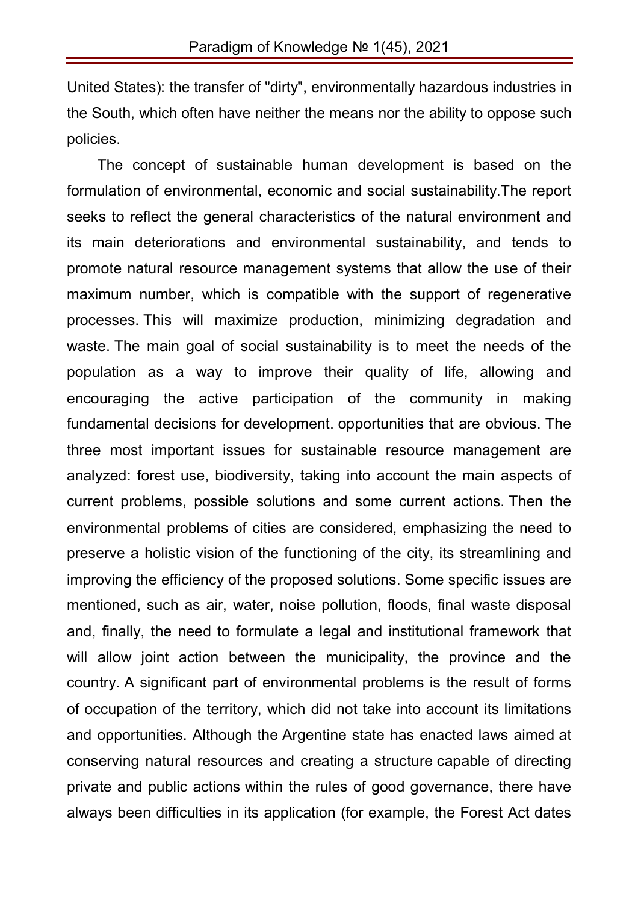United States): the transfer of "dirty", environmentally hazardous industries in the South, which often have neither the means nor the ability to oppose such policies.

The concept of sustainable human development is based on the formulation of environmental, economic and social sustainability.The report seeks to reflect the general characteristics of the natural environment and its main deteriorations and environmental sustainability, and tends to promote natural resource management systems that allow the use of their maximum number, which is compatible with the support of regenerative processes. This will maximize production, minimizing degradation and waste. The main goal of social sustainability is to meet the needs of the population as a way to improve their quality of life, allowing and encouraging the active participation of the community in making fundamental decisions for development. opportunities that are obvious. The three most important issues for sustainable resource management are analyzed: forest use, biodiversity, taking into account the main aspects of current problems, possible solutions and some current actions. Then the environmental problems of cities are considered, emphasizing the need to preserve a holistic vision of the functioning of the city, its streamlining and improving the efficiency of the proposed solutions. Some specific issues are mentioned, such as air, water, noise pollution, floods, final waste disposal and, finally, the need to formulate a legal and institutional framework that will allow joint action between the municipality, the province and the country. A significant part of environmental problems is the result of forms of occupation of the territory, which did not take into account its limitations and opportunities. Although the Argentine state has enacted laws aimed at conserving natural resources and creating a structure capable of directing private and public actions within the rules of good governance, there have always been difficulties in its application (for example, the Forest Act dates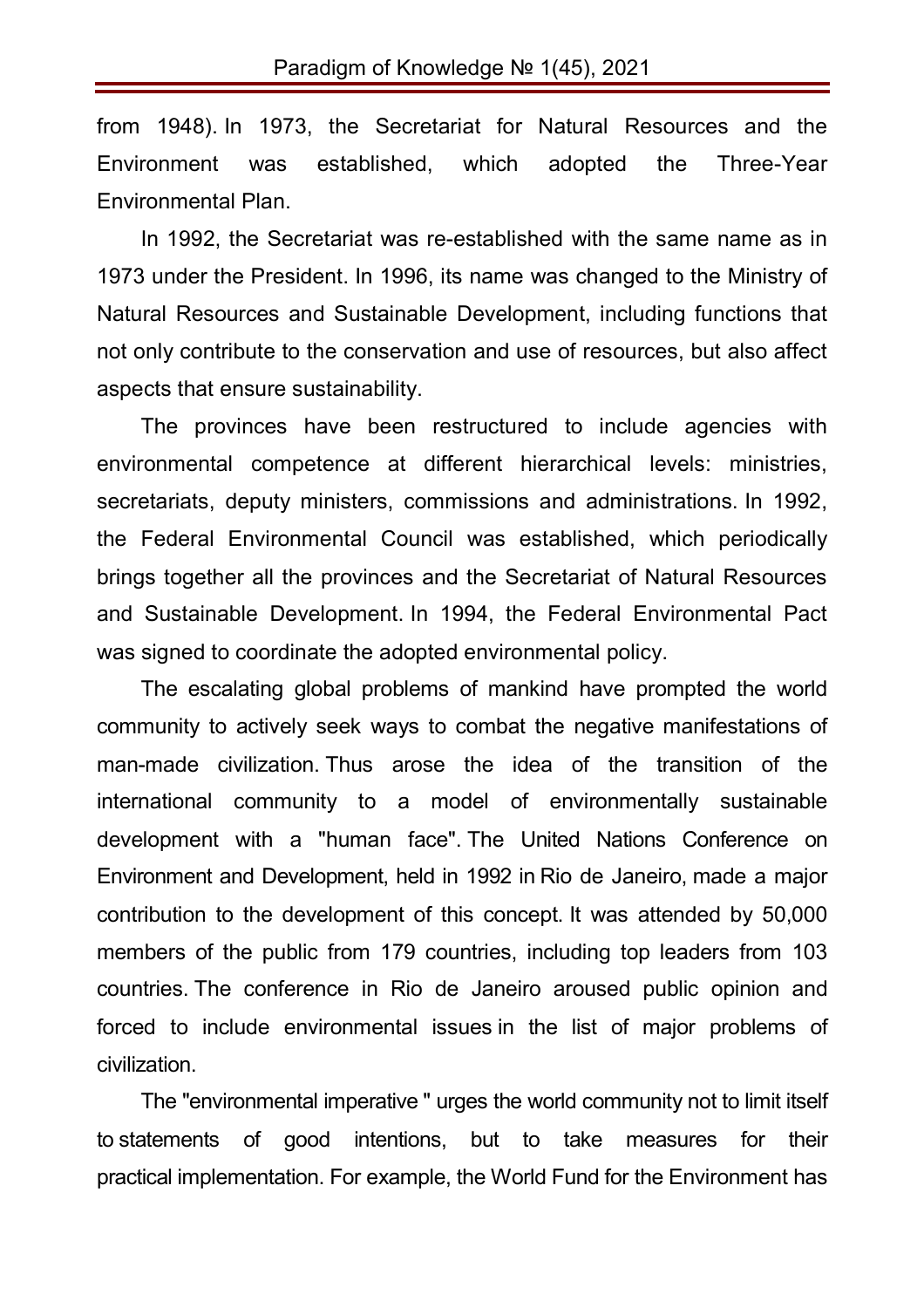from 1948). In 1973, the Secretariat for Natural Resources and the Environment was established, which adopted the Three-Year Environmental Plan.

In 1992, the Secretariat was re-established with the same name as in 1973 under the President. In 1996, its name was changed to the Ministry of Natural Resources and Sustainable Development, including functions that not only contribute to the conservation and use of resources, but also affect aspects that ensure sustainability.

The provinces have been restructured to include agencies with environmental competence at different hierarchical levels: ministries, secretariats, deputy ministers, commissions and administrations. In 1992, the Federal Environmental Council was established, which periodically brings together all the provinces and the Secretariat of Natural Resources and Sustainable Development. In 1994, the Federal Environmental Pact was signed to coordinate the adopted environmental policy.

The escalating global problems of mankind have prompted the world community to actively seek ways to combat the negative manifestations of man-made civilization. Thus arose the idea of the transition of the international community to a model of environmentally sustainable development with a "human face". The United Nations Conference on Environment and Development, held in 1992 in Rio de Janeiro, made a major contribution to the development of this concept. It was attended by 50,000 members of the public from 179 countries, including top leaders from 103 countries. The conference in Rio de Janeiro aroused public opinion and forced to include environmental issues in the list of major problems of civilization.

The "environmental imperative " urges the world community not to limit itself to statements of good intentions, but to take measures for their practical implementation. For example, the World Fund for the Environment has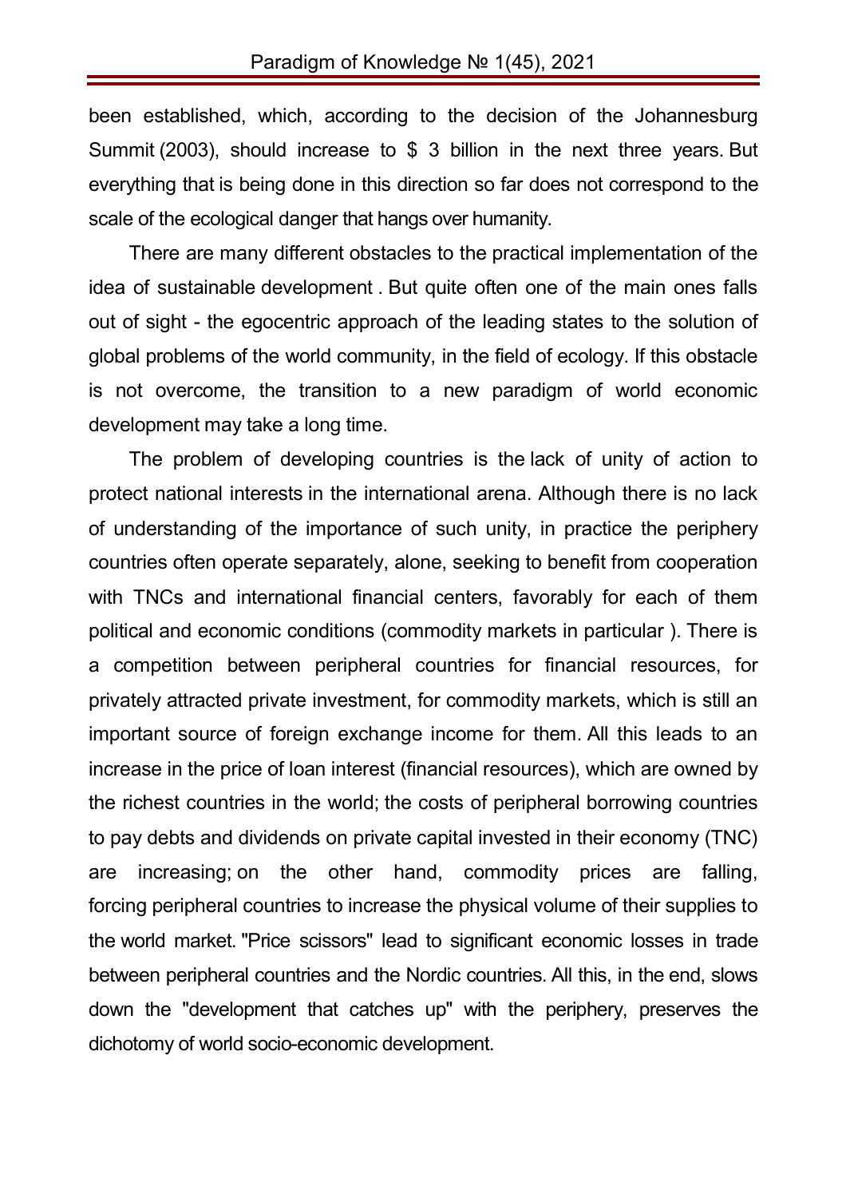been established, which, according to the decision of the Johannesburg Summit (2003), should increase to $ 3 billion in the next three years. But everything that is being done in this direction so far does not correspond to the scale of the ecological danger that hangs over humanity.

There are many different obstacles to the practical implementation of the idea of sustainable development . But quite often one of the main ones falls out of sight - the egocentric approach of the leading states to the solution of global problems of the world community, in the field of ecology. If this obstacle is not overcome, the transition to a new paradigm of world economic development may take a long time.

The problem of developing countries is the lack of unity of action to protect national interests in the international arena. Although there is no lack of understanding of the importance of such unity, in practice the periphery countries often operate separately, alone, seeking to benefit from cooperation with TNCs and international financial centers, favorably for each of them political and economic conditions (commodity markets in particular ). There is a competition between peripheral countries for financial resources, for privately attracted private investment, for commodity markets, which is still an important source of foreign exchange income for them. All this leads to an increase in the price of loan interest (financial resources), which are owned by the richest countries in the world; the costs of peripheral borrowing countries to pay debts and dividends on private capital invested in their economy (TNC) are increasing; on the other hand, commodity prices are falling, forcing peripheral countries to increase the physical volume of their supplies to the world market. "Price scissors" lead to significant economic losses in trade between peripheral countries and the Nordic countries. All this, in the end, slows down the "development that catches up" with the periphery, preserves the dichotomy of world socio-economic development.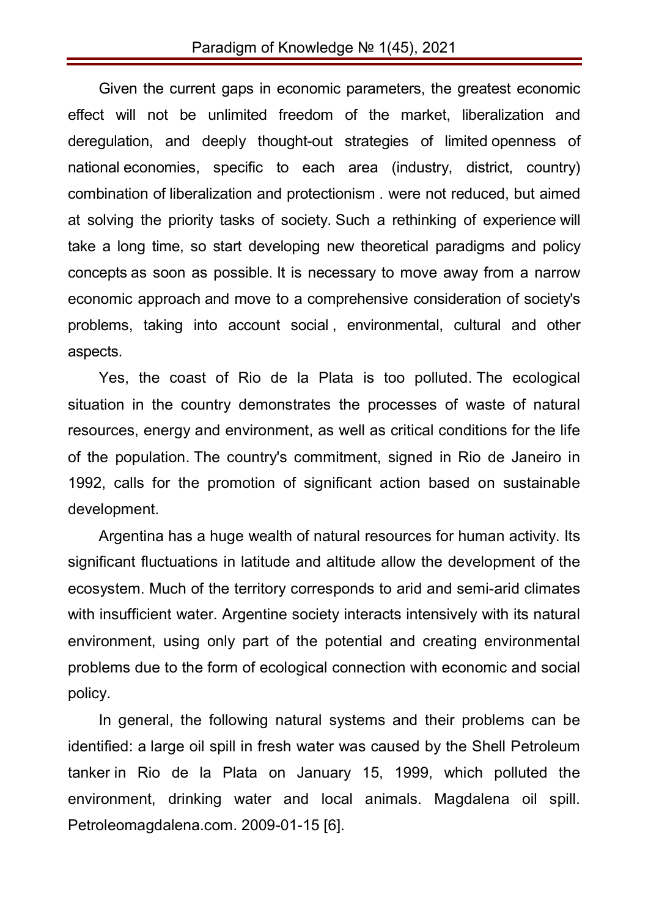Given the current gaps in economic parameters, the greatest economic effect will not be unlimited freedom of the market, liberalization and deregulation, and deeply thought-out strategies of limited openness of national economies, specific to each area (industry, district, country) combination of liberalization and protectionism . were not reduced, but aimed at solving the priority tasks of society. Such a rethinking of experience will take a long time, so start developing new theoretical paradigms and policy concepts as soon as possible. It is necessary to move away from a narrow economic approach and move to a comprehensive consideration of society's problems, taking into account social , environmental, cultural and other aspects.

Yes, the coast of Rio de la Plata is too polluted. The ecological situation in the country demonstrates the processes of waste of natural resources, energy and environment, as well as critical conditions for the life of the population. The country's commitment, signed in Rio de Janeiro in 1992, calls for the promotion of significant action based on sustainable development.

Argentina has a huge wealth of natural resources for human activity. Its significant fluctuations in latitude and altitude allow the development of the ecosystem. Much of the territory corresponds to arid and semi-arid climates with insufficient water. Argentine society interacts intensively with its natural environment, using only part of the potential and creating environmental problems due to the form of ecological connection with economic and social policy.

In general, the following natural systems and their problems can be identified: a large oil spill in fresh water was caused by the Shell Petroleum tanker in Rio de la Plata on January 15, 1999, which polluted the environment, drinking water and local animals. Magdalena oil spill. Petroleomagdalena.com. 2009-01-15 [6].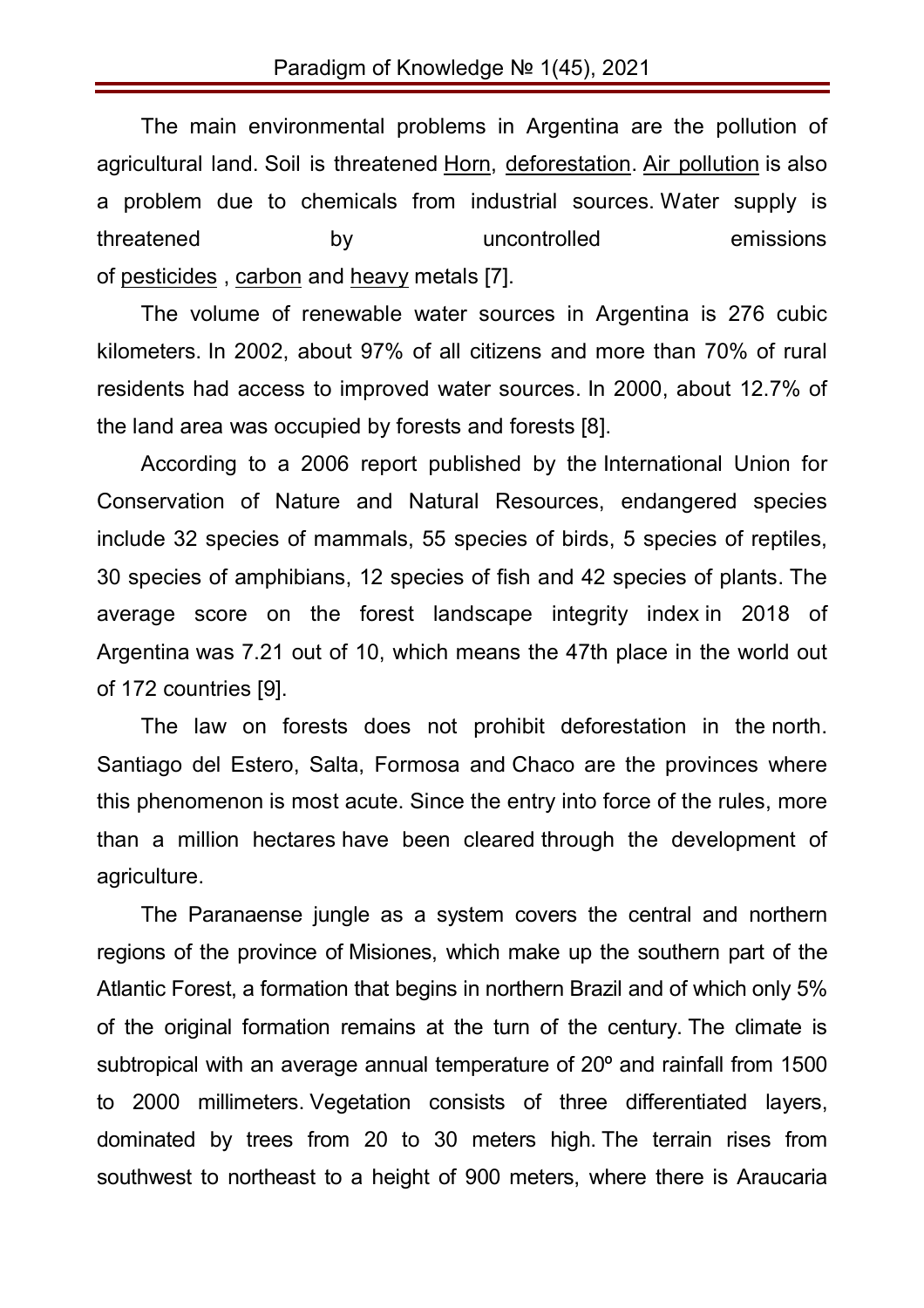The main environmental problems in Argentina are the pollution of agricultural land. Soil is threatened Horn, deforestation. Air pollution is also a problem due to chemicals from industrial sources. Water supply is threatened by uncontrolled emissions of pesticides , carbon and heavy metals [7].

The volume of renewable water sources in Argentina is 276 cubic kilometers. In 2002, about 97% of all citizens and more than 70% of rural residents had access to improved water sources. In 2000, about 12.7% of the land area was occupied by forests and forests [8].

According to a 2006 report published by the International Union for Conservation of Nature and Natural Resources, endangered species include 32 species of mammals, 55 species of birds, 5 species of reptiles, 30 species of amphibians, 12 species of fish and 42 species of plants. The average score on the forest landscape integrity index in 2018 of Argentina was 7.21 out of 10, which means the 47th place in the world out of 172 countries [9].

The law on forests does not prohibit deforestation in the north. Santiago del Estero, Salta, Formosa and Chaco are the provinces where this phenomenon is most acute. Since the entry into force of the rules, more than a million hectares have been cleared through the development of agriculture.

The Paranaense jungle as a system covers the central and northern regions of the province of Misiones, which make up the southern part of the Atlantic Forest, a formation that begins in northern Brazil and of which only 5% of the original formation remains at the turn of the century. The climate is subtropical with an average annual temperature of 20º and rainfall from 1500 to 2000 millimeters. Vegetation consists of three differentiated layers, dominated by trees from 20 to 30 meters high. The terrain rises from southwest to northeast to a height of 900 meters, where there is Araucaria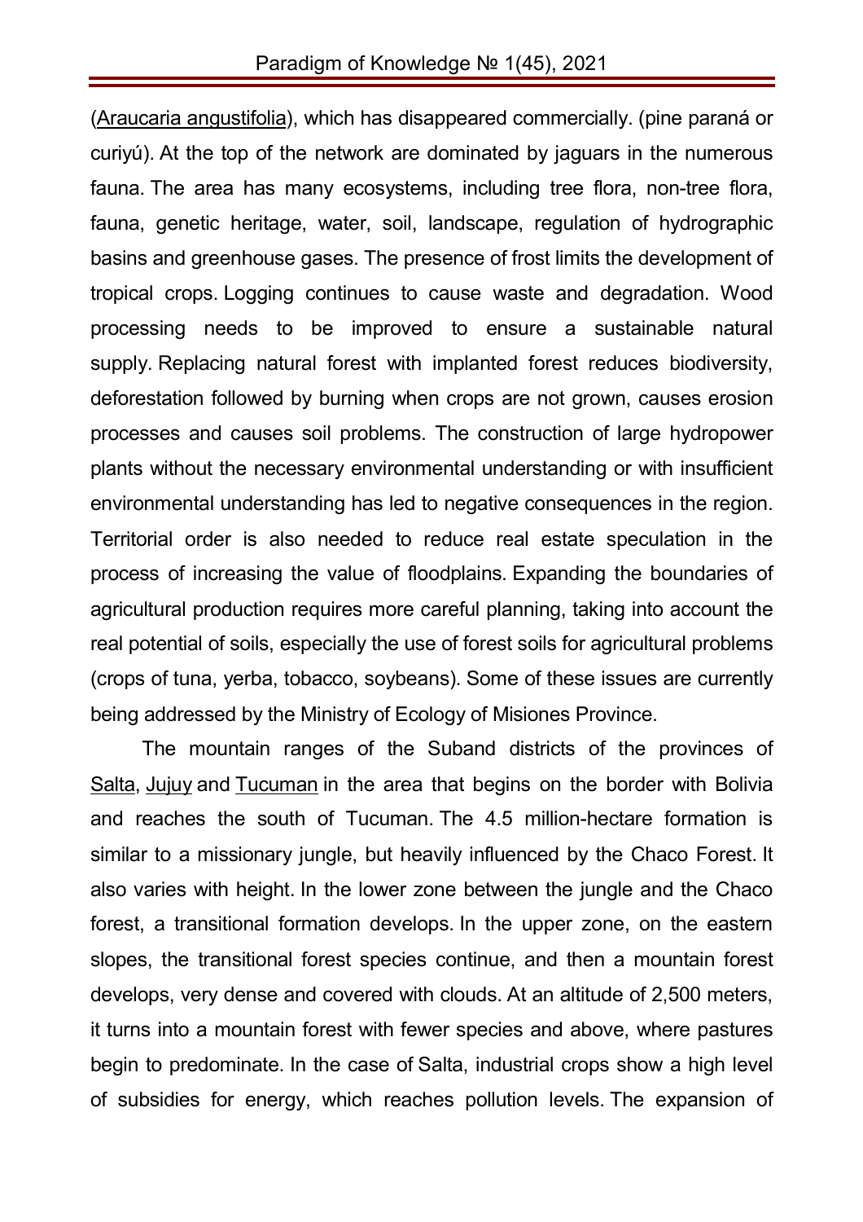(Araucaria angustifolia), which has disappeared commercially. (pine paraná or curiyú). At the top of the network are dominated by jaguars in the numerous fauna. The area has many ecosystems, including tree flora, non-tree flora, fauna, genetic heritage, water, soil, landscape, regulation of hydrographic basins and greenhouse gases. The presence of frost limits the development of tropical crops. Logging continues to cause waste and degradation. Wood processing needs to be improved to ensure a sustainable natural supply. Replacing natural forest with implanted forest reduces biodiversity, deforestation followed by burning when crops are not grown, causes erosion processes and causes soil problems. The construction of large hydropower plants without the necessary environmental understanding or with insufficient environmental understanding has led to negative consequences in the region. Territorial order is also needed to reduce real estate speculation in the process of increasing the value of floodplains. Expanding the boundaries of agricultural production requires more careful planning, taking into account the real potential of soils, especially the use of forest soils for agricultural problems (crops of tuna, yerba, tobacco, soybeans). Some of these issues are currently being addressed by the Ministry of Ecology of Misiones Province.

The mountain ranges of the Suband districts of the provinces of Salta, Jujuy and Tucuman in the area that begins on the border with Bolivia and reaches the south of Tucuman. The 4.5 million-hectare formation is similar to a missionary jungle, but heavily influenced by the Chaco Forest. It also varies with height. In the lower zone between the jungle and the Chaco forest, a transitional formation develops. In the upper zone, on the eastern slopes, the transitional forest species continue, and then a mountain forest develops, very dense and covered with clouds. At an altitude of 2,500 meters, it turns into a mountain forest with fewer species and above, where pastures begin to predominate. In the case of Salta, industrial crops show a high level of subsidies for energy, which reaches pollution levels. The expansion of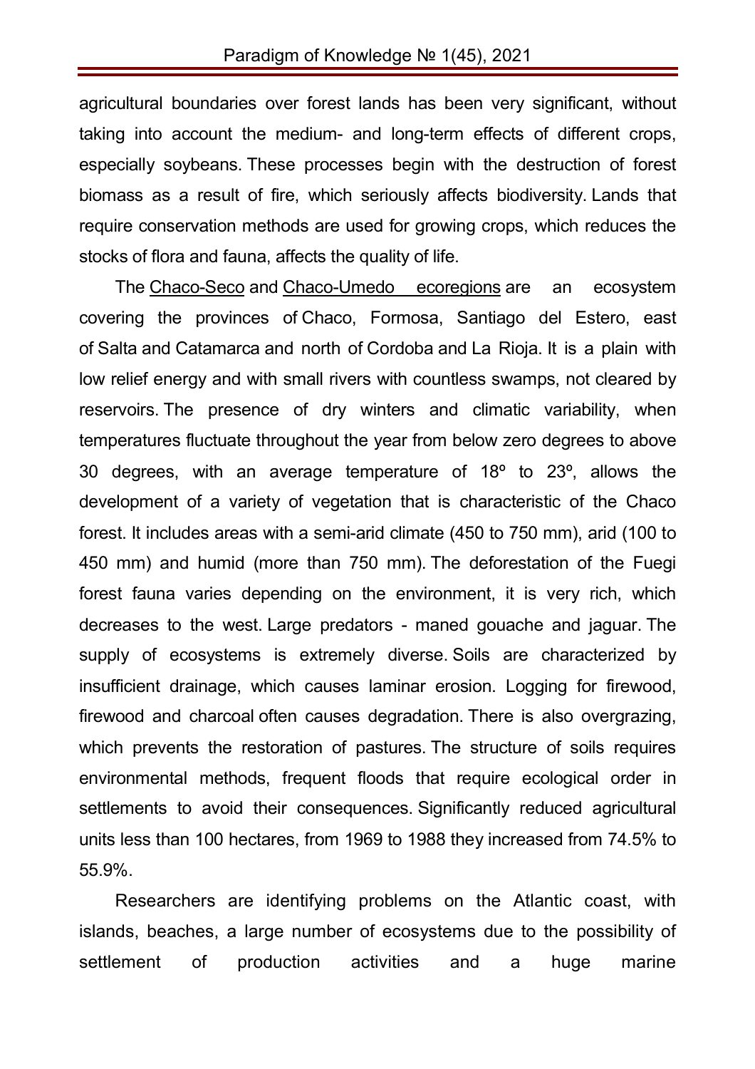agricultural boundaries over forest lands has been very significant, without taking into account the medium- and long-term effects of different crops, especially soybeans. These processes begin with the destruction of forest biomass as a result of fire, which seriously affects biodiversity. Lands that require conservation methods are used for growing crops, which reduces the stocks of flora and fauna, affects the quality of life.

The Chaco-Seco and Chaco-Umedo ecoregions are an ecosystem covering the provinces of Chaco, Formosa, Santiago del Estero, east of Salta and Catamarca and north of Cordoba and La Rioja. It is a plain with low relief energy and with small rivers with countless swamps, not cleared by reservoirs. The presence of dry winters and climatic variability, when temperatures fluctuate throughout the year from below zero degrees to above 30 degrees, with an average temperature of 18º to 23º, allows the development of a variety of vegetation that is characteristic of the Chaco forest. It includes areas with a semi-arid climate (450 to 750 mm), arid (100 to 450 mm) and humid (more than 750 mm). The deforestation of the Fuegi forest fauna varies depending on the environment, it is very rich, which decreases to the west. Large predators - maned gouache and jaguar. The supply of ecosystems is extremely diverse. Soils are characterized by insufficient drainage, which causes laminar erosion. Logging for firewood, firewood and charcoal often causes degradation. There is also overgrazing, which prevents the restoration of pastures. The structure of soils requires environmental methods, frequent floods that require ecological order in settlements to avoid their consequences. Significantly reduced agricultural units less than 100 hectares, from 1969 to 1988 they increased from 74.5% to 55.9%.

Researchers are identifying problems on the Atlantic coast, with islands, beaches, a large number of ecosystems due to the possibility of settlement of production activities and a huge marine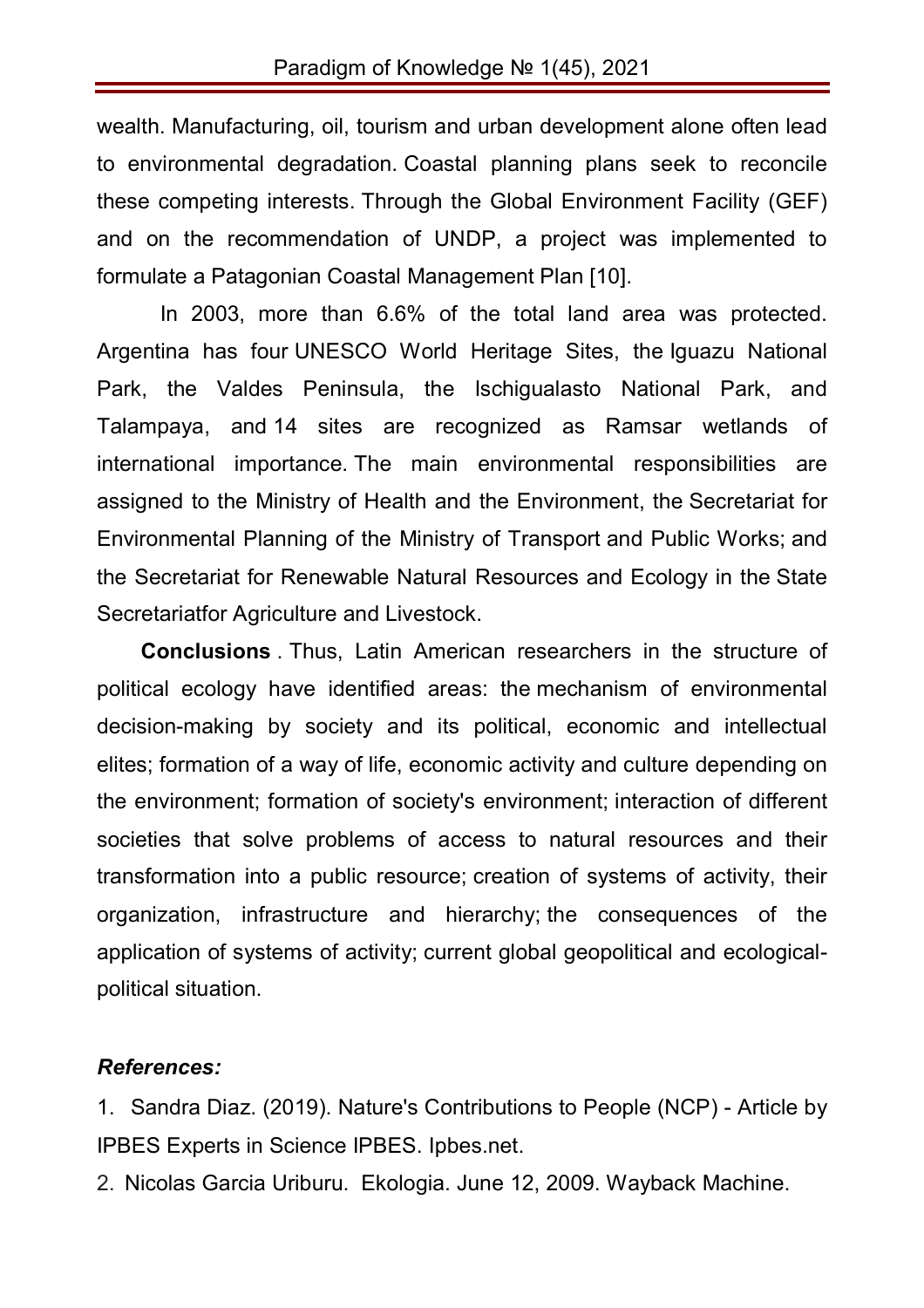wealth. Manufacturing, oil, tourism and urban development alone often lead to environmental degradation. Coastal planning plans seek to reconcile these competing interests. Through the Global Environment Facility (GEF) and on the recommendation of UNDP, a project was implemented to formulate a Patagonian Coastal Management Plan [10].

In 2003, more than 6.6% of the total land area was protected. Argentina has four UNESCO World Heritage Sites, the Iguazu National Park, the Valdes Peninsula, the Ischigualasto National Park, and Talampaya, and 14 sites are recognized as Ramsar wetlands of international importance. The main environmental responsibilities are assigned to the Ministry of Health and the Environment, the Secretariat for Environmental Planning of the Ministry of Transport and Public Works; and the Secretariat for Renewable Natural Resources and Ecology in the State Secretariatfor Agriculture and Livestock.

**Conclusions** . Thus, Latin American researchers in the structure of political ecology have identified areas: the mechanism of environmental decision-making by society and its political, economic and intellectual elites; formation of a way of life, economic activity and culture depending on the environment; formation of society's environment; interaction of different societies that solve problems of access to natural resources and their transformation into a public resource; creation of systems of activity, their organization, infrastructure and hierarchy; the consequences of the application of systems of activity; current global geopolitical and ecological-political situation.

***References:***

1. Sandra Diaz. (2019). Nature's Contributions to People (NCP) - Article by IPBES Experts in Science IPBES. Ipbes.net.
2. Nicolas Garcia Uriburu. Ekologia. June 12, 2009. Wayback Machine.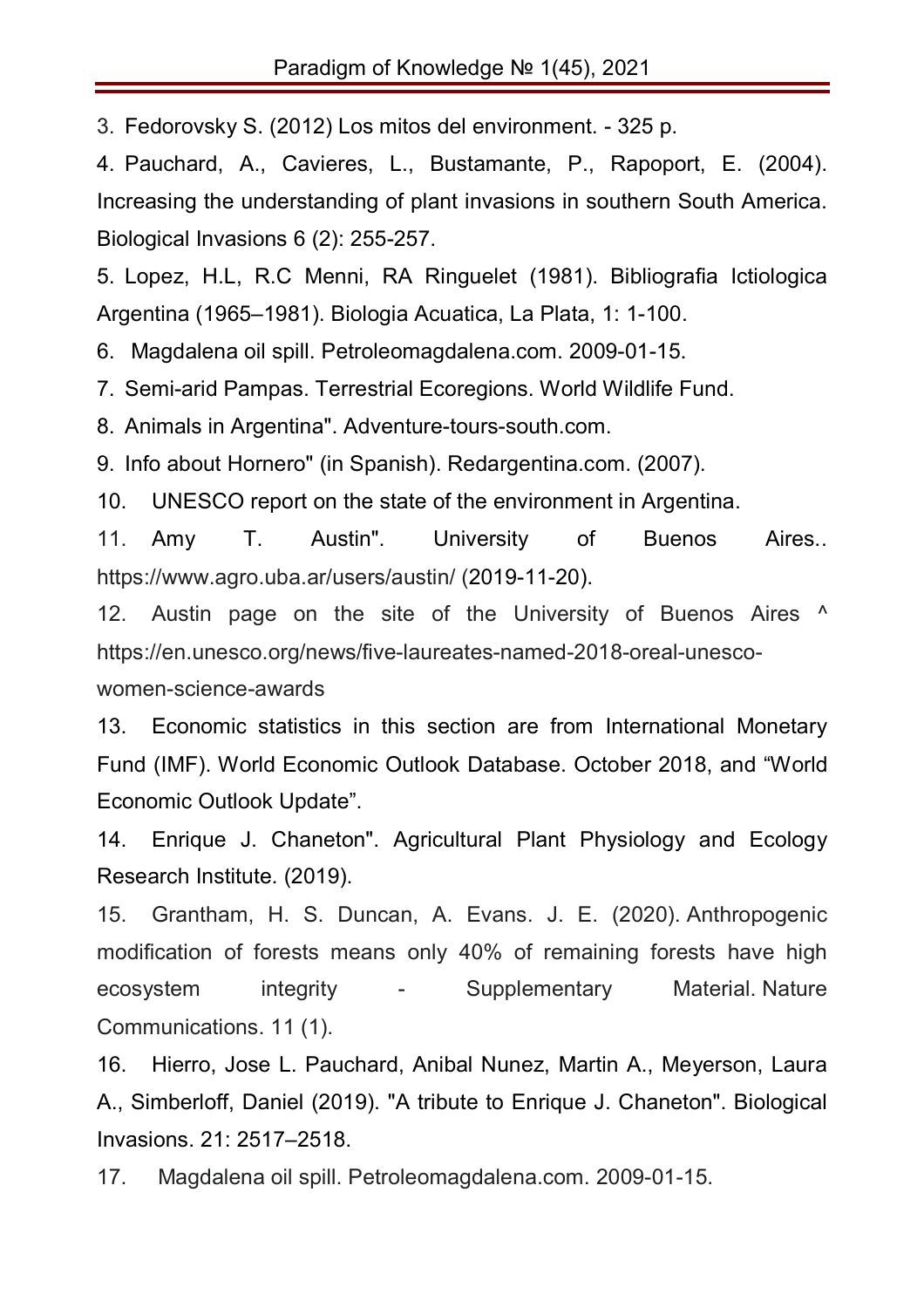3. Fedorovsky S. (2012) Los mitos del environment. - 325 p.
4. Pauchard, A., Cavieres, L., Bustamante, P., Rapoport, E. (2004). Increasing the understanding of plant invasions in southern South America. Biological Invasions 6 (2): 255-257.
5. Lopez, H.L, R.C Menni, RA Ringuelet (1981). Bibliografia Ictiologica Argentina (1965–1981). Biologia Acuatica, La Plata, 1: 1-100.
6. Magdalena oil spill. Petroleomagdalena.com. 2009-01-15.
7. Semi-arid Pampas. Terrestrial Ecoregions. World Wildlife Fund.
8. Animals in Argentina". Adventure-tours-south.com.
9. Info about Hornero" (in Spanish). Redargentina.com. (2007).
10. UNESCO report on the state of the environment in Argentina.
11. Amy T. Austin". University of Buenos Aires.. https://www.agro.uba.ar/users/austin/ (2019-11-20).
12. Austin page on the site of the University of Buenos Aires ^ https://en.unesco.org/news/five-laureates-named-2018-oreal-unesco-women-science-awards
13. Economic statistics in this section are from International Monetary Fund (IMF). World Economic Outlook Database. October 2018, and "World Economic Outlook Update".
14. Enrique J. Chaneton". Agricultural Plant Physiology and Ecology Research Institute. (2019).
15. Grantham, H. S. Duncan, A. Evans. J. E. (2020). Anthropogenic modification of forests means only 40% of remaining forests have high ecosystem integrity - Supplementary Material. Nature Communications. 11 (1).
16. Hierro, Jose L. Pauchard, Anibal Nunez, Martin A., Meyerson, Laura A., Simberloff, Daniel (2019). "A tribute to Enrique J. Chaneton". Biological Invasions. 21: 2517–2518.
17. Magdalena oil spill. Petroleomagdalena.com. 2009-01-15.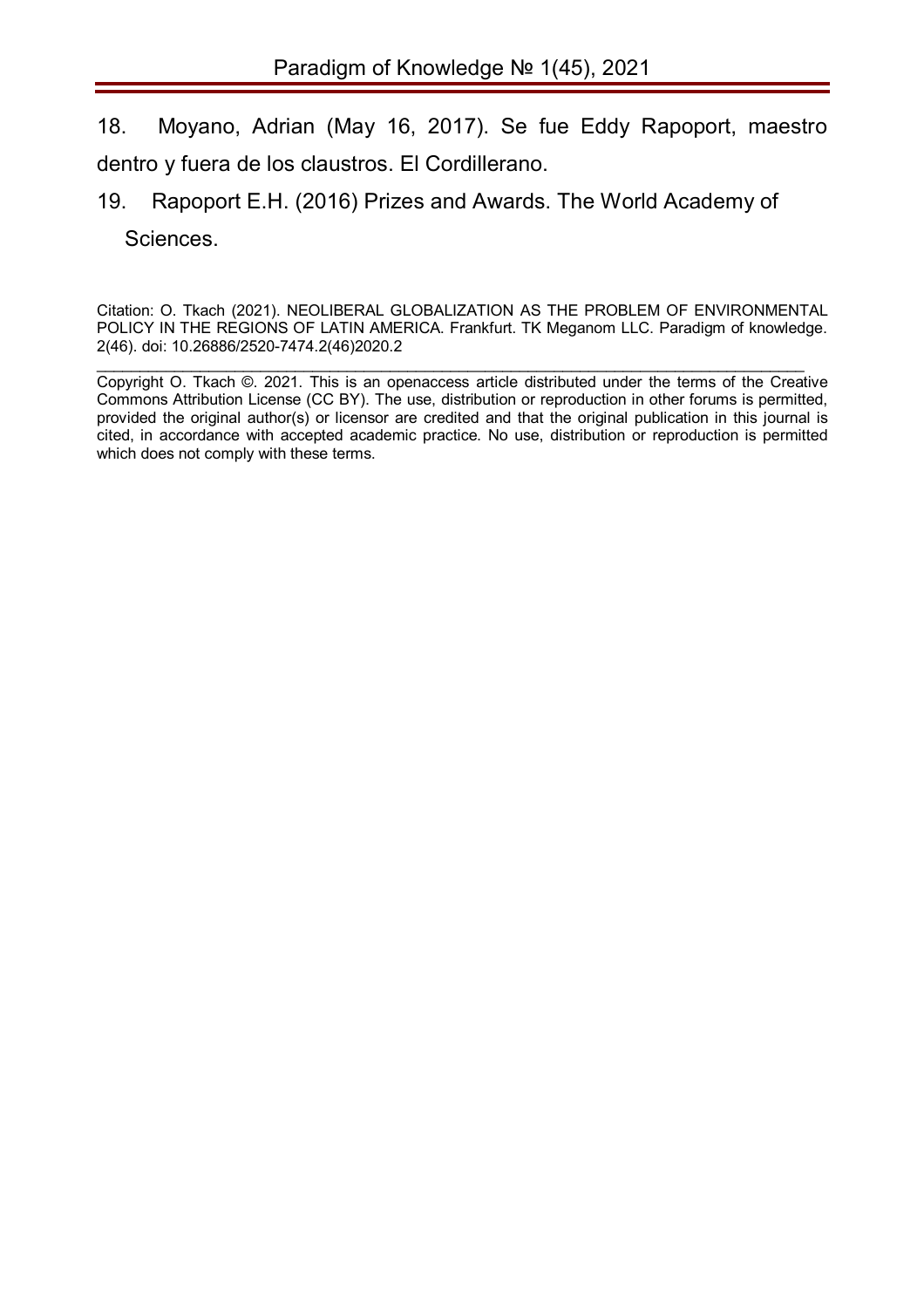18. Moyano, Adrian (May 16, 2017). Se fue Eddy Rapoport, maestro dentro y fuera de los claustros. El Cordillerano.

19. Rapoport E.H. (2016) Prizes and Awards. The World Academy of Sciences.

Citation: O. Tkach (2021). NEOLIBERAL GLOBALIZATION AS THE PROBLEM OF ENVIRONMENTAL POLICY IN THE REGIONS OF LATIN AMERICA. Frankfurt. TK Meganom LLC. Paradigm of knowledge. 2(46). doi: 10.26886/2520-7474.2(46)2020.2

---

Copyright O. Tkach ©. 2021. This is an openaccess article distributed under the terms of the Creative Commons Attribution License (CC BY). The use, distribution or reproduction in other forums is permitted, provided the original author(s) or licensor are credited and that the original publication in this journal is cited, in accordance with accepted academic practice. No use, distribution or reproduction is permitted which does not comply with these terms.